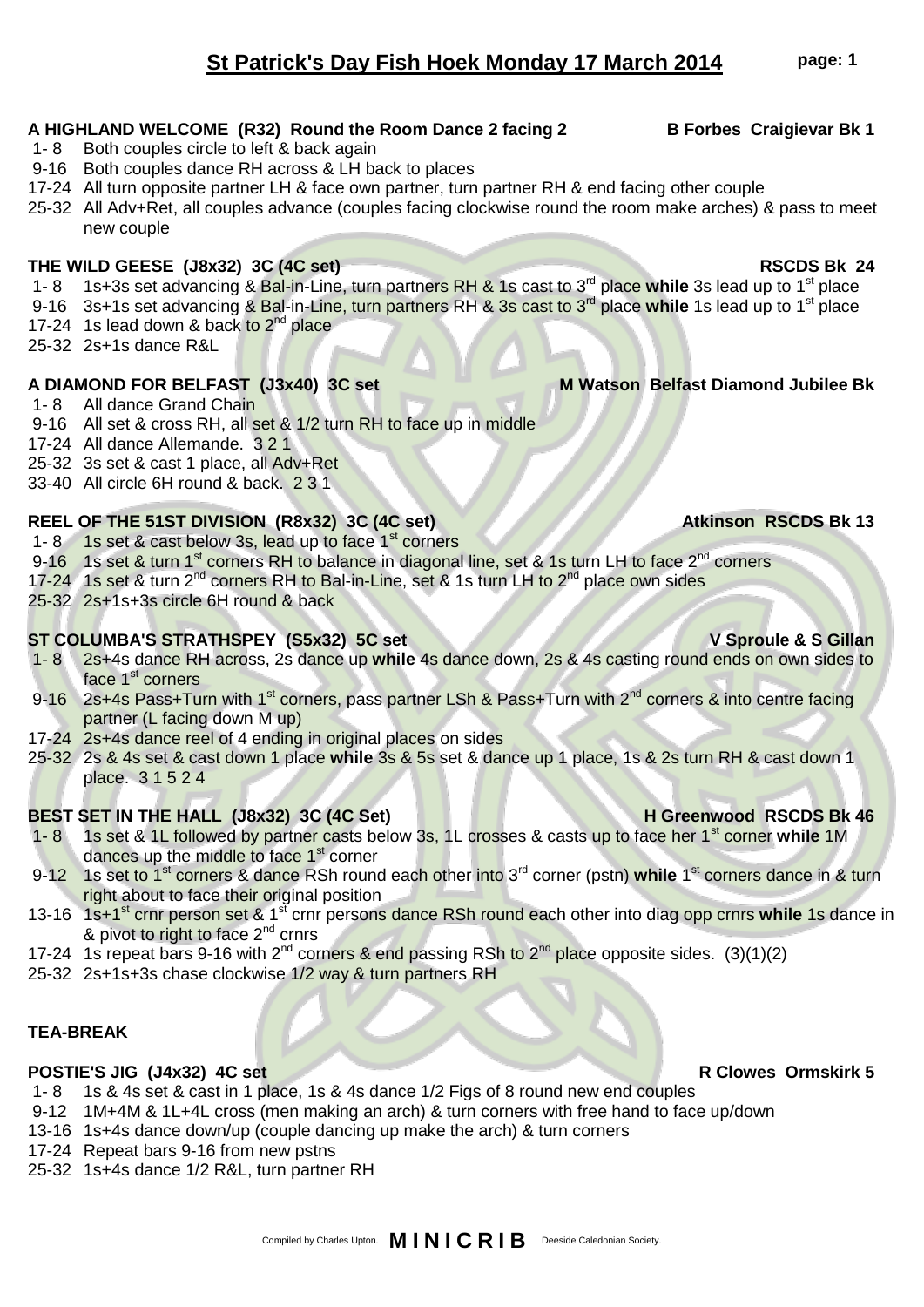# St Patrick's Day Fish Hoek Monday 17 March 2014

**A HIGHLAND WELCOME (R32) Round the Room Dance 2 facing 2** **B Forbes Craigievar Bk 1**

- 1- 8 Both couples circle to left & back again
- 9-16 Both couples dance RH across & LH back to places
- 17-24 All turn opposite partner LH & face own partner, turn partner RH & end facing other couple
- 25-32 All Adv+Ret, all couples advance (couples facing clockwise round the room make arches) & pass to meet new couple

**THE WILD GEESE (J8x32) 3C (4C set)** **RSCDS Bk 24**

- 1- 8 1s+3s set advancing & Bal-in-Line, turn partners RH & 1s cast to 3rd place **while** 3s lead up to 1st place
- 9-16 3s+1s set advancing & Bal-in-Line, turn partners RH & 3s cast to 3rd place **while** 1s lead up to 1st place
- 17-24 1s lead down & back to 2nd place
- 25-32 2s+1s dance R&L

**A DIAMOND FOR BELFAST (J3x40) 3C set** **M Watson Belfast Diamond Jubilee Bk**

- 1- 8 All dance Grand Chain
- 9-16 All set & cross RH, all set & 1/2 turn RH to face up in middle
- 17-24 All dance Allemande. 3 2 1
- 25-32 3s set & cast 1 place, all Adv+Ret
- 33-40 All circle 6H round & back. 2 3 1

**REEL OF THE 51ST DIVISION (R8x32) 3C (4C set)** **Atkinson RSCDS Bk 13**

- 1- 8 1s set & cast below 3s, lead up to face 1st corners
- 9-16 1s set & turn 1st corners RH to balance in diagonal line, set & 1s turn LH to face 2nd corners
- 17-24 1s set & turn 2nd corners RH to Bal-in-Line, set & 1s turn LH to 2nd place own sides
- 25-32 2s+1s+3s circle 6H round & back

**ST COLUMBA'S STRATHSPEY (S5x32) 5C set** **V Sproule & S Gillan**

- 1- 8 2s+4s dance RH across, 2s dance up **while** 4s dance down, 2s & 4s casting round ends on own sides to face 1st corners
- 9-16 2s+4s Pass+Turn with 1st corners, pass partner LSh & Pass+Turn with 2nd corners & into centre facing partner (L facing down M up)
- 17-24 2s+4s dance reel of 4 ending in original places on sides
- 25-32 2s & 4s set & cast down 1 place **while** 3s & 5s set & dance up 1 place, 1s & 2s turn RH & cast down 1 place. 3 1 5 2 4

**BEST SET IN THE HALL (J8x32) 3C (4C Set)** **H Greenwood RSCDS Bk 46**

- 1- 8 1s set & 1L followed by partner casts below 3s, 1L crosses & casts up to face her 1st corner **while** 1M dances up the middle to face 1st corner
- 9-12 1s set to 1st corners & dance RSh round each other into 3rd corner (pstn) **while** 1st corners dance in & turn right about to face their original position
- 13-16 1s+1st crnr person set & 1st crnr persons dance RSh round each other into diag opp crnrs **while** 1s dance in & pivot to right to face 2nd crnrs
- 17-24 1s repeat bars 9-16 with 2nd corners & end passing RSh to 2nd place opposite sides. (3)(1)(2)
- 25-32 2s+1s+3s chase clockwise 1/2 way & turn partners RH

**TEA-BREAK**

**POSTIE'S JIG (J4x32) 4C set** **R Clowes Ormskirk 5**

- 1- 8 1s & 4s set & cast in 1 place, 1s & 4s dance 1/2 Figs of 8 round new end couples
- 9-12 1M+4M & 1L+4L cross (men making an arch) & turn corners with free hand to face up/down
- 13-16 1s+4s dance down/up (couple dancing up make the arch) & turn corners
- 17-24 Repeat bars 9-16 from new pstns
- 25-32 1s+4s dance 1/2 R&L, turn partner RH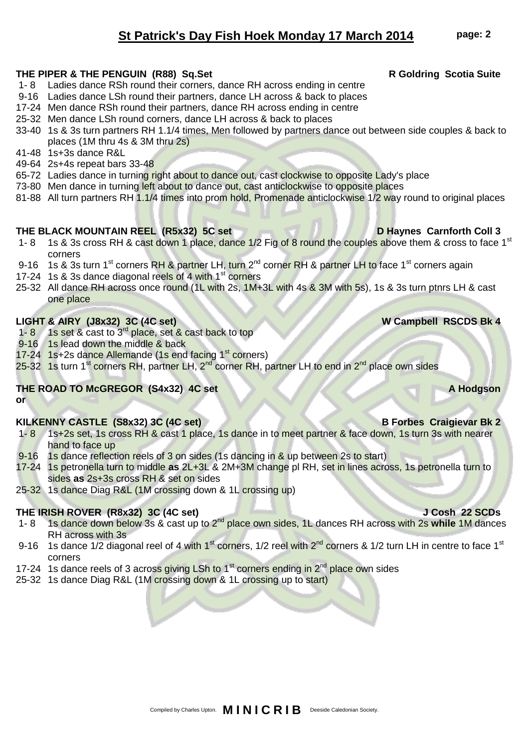# St Patrick's Day Fish Hoek Monday 17 March 2014

**THE PIPER & THE PENGUIN (R88) Sq.Set** **R Goldring Scotia Suite**

- 1- 8 Ladies dance RSh round their corners, dance RH across ending in centre
- 9-16 Ladies dance LSh round their partners, dance LH across & back to places
- 17-24 Men dance RSh round their partners, dance RH across ending in centre
- 25-32 Men dance LSh round corners, dance LH across & back to places
- 33-40 1s & 3s turn partners RH 1.1/4 times, Men followed by partners dance out between side couples & back to places (1M thru 4s & 3M thru 2s)
- 41-48 1s+3s dance R&L
- 49-64 2s+4s repeat bars 33-48
- 65-72 Ladies dance in turning right about to dance out, cast clockwise to opposite Lady's place
- 73-80 Men dance in turning left about to dance out, cast anticlockwise to opposite places
- 81-88 All turn partners RH 1.1/4 times into prom hold, Promenade anticlockwise 1/2 way round to original places

**THE BLACK MOUNTAIN REEL (R5x32) 5C set** **D Haynes Carnforth Coll 3**

- 1- 8 1s & 3s cross RH & cast down 1 place, dance 1/2 Fig of 8 round the couples above them & cross to face 1st corners
- 9-16 1s & 3s turn 1st corners RH & partner LH, turn 2nd corner RH & partner LH to face 1st corners again
- 17-24 1s & 3s dance diagonal reels of 4 with 1st corners
- 25-32 All dance RH across once round (1L with 2s, 1M+3L with 4s & 3M with 5s), 1s & 3s turn ptnrs LH & cast one place

**LIGHT & AIRY (J8x32) 3C (4C set)** **W Campbell RSCDS Bk 4**

- 1- 8 1s set & cast to 3rd place, set & cast back to top
- 9-16 1s lead down the middle & back
- 17-24 1s+2s dance Allemande (1s end facing 1st corners)
- 25-32 1s turn 1st corners RH, partner LH, 2nd corner RH, partner LH to end in 2nd place own sides

**THE ROAD TO McGREGOR (S4x32) 4C set** **A Hodgson**

**or**

**KILKENNY CASTLE (S8x32) 3C (4C set)** **B Forbes Craigievar Bk 2**

- 1- 8 1s+2s set, 1s cross RH & cast 1 place, 1s dance in to meet partner & face down, 1s turn 3s with nearer hand to face up
- 9-16 1s dance reflection reels of 3 on sides (1s dancing in & up between 2s to start)
- 17-24 1s petronella turn to middle **as** 2L+3L & 2M+3M change pl RH, set in lines across, 1s petronella turn to sides **as** 2s+3s cross RH & set on sides
- 25-32 1s dance Diag R&L (1M crossing down & 1L crossing up)

**THE IRISH ROVER (R8x32) 3C (4C set)** **J Cosh 22 SCDs**

- 1- 8 1s dance down below 3s & cast up to 2nd place own sides, 1L dances RH across with 2s **while** 1M dances RH across with 3s
- 9-16 1s dance 1/2 diagonal reel of 4 with 1st corners, 1/2 reel with 2nd corners & 1/2 turn LH in centre to face 1st corners
- 17-24 1s dance reels of 3 across giving LSh to 1st corners ending in 2nd place own sides
- 25-32 1s dance Diag R&L (1M crossing down & 1L crossing up to start)

Compiled by Charles Upton. **MINICRIB** Deeside Caledonian Society.